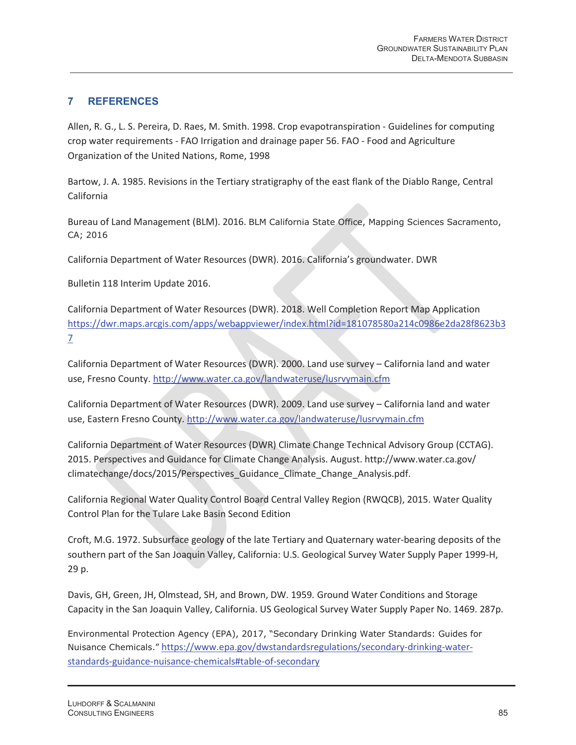## 7 REFERENCES

Allen, R. G., L. S. Pereira, D. Raes, M. Smith. 1998. Crop evapotranspiration - Guidelines for computing crop water requirements - FAO Irrigation and drainage paper 56. FAO - Food and Agriculture Organization of the United Nations, Rome, 1998

Bartow, J. A. 1985. Revisions in the Tertiary stratigraphy of the east flank of the Diablo Range, Central California

Bureau of Land Management (BLM). 2016. BLM California State Office, Mapping Sciences Sacramento, CA; 2016

California Department of Water Resources (DWR). 2016. California's groundwater. DWR

Bulletin 118 Interim Update 2016.

California Department of Water Resources (DWR). 2018. Well Completion Report Map Application https://dwr.maps.arcgis.com/apps/webappviewer/index.html?id=181078580a214c0986e2da28f8623b37

California Department of Water Resources (DWR). 2000. Land use survey – California land and water use, Fresno County. http://www.water.ca.gov/landwateruse/lusrvymain.cfm

California Department of Water Resources (DWR). 2009. Land use survey – California land and water use, Eastern Fresno County. http://www.water.ca.gov/landwateruse/lusrvymain.cfm

California Department of Water Resources (DWR) Climate Change Technical Advisory Group (CCTAG). 2015. Perspectives and Guidance for Climate Change Analysis. August. http://www.water.ca.gov/climatechange/docs/2015/Perspectives_Guidance_Climate_Change_Analysis.pdf.

California Regional Water Quality Control Board Central Valley Region (RWQCB), 2015. Water Quality Control Plan for the Tulare Lake Basin Second Edition

Croft, M.G. 1972. Subsurface geology of the late Tertiary and Quaternary water-bearing deposits of the southern part of the San Joaquin Valley, California: U.S. Geological Survey Water Supply Paper 1999-H, 29 p.

Davis, GH, Green, JH, Olmstead, SH, and Brown, DW. 1959. Ground Water Conditions and Storage Capacity in the San Joaquin Valley, California. US Geological Survey Water Supply Paper No. 1469. 287p.

Environmental Protection Agency (EPA), 2017, "Secondary Drinking Water Standards: Guides for Nuisance Chemicals." https://www.epa.gov/dwstandardsregulations/secondary-drinking-water-standards-guidance-nuisance-chemicals#table-of-secondary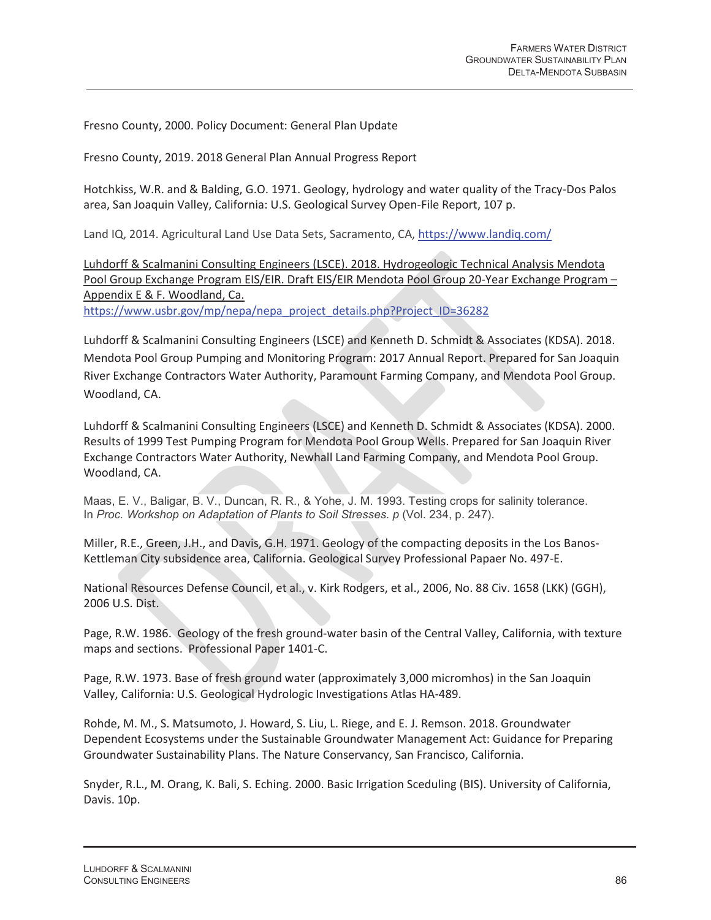Fresno County, 2000. Policy Document: General Plan Update

Fresno County, 2019. 2018 General Plan Annual Progress Report

Hotchkiss, W.R. and & Balding, G.O. 1971. Geology, hydrology and water quality of the Tracy-Dos Palos area, San Joaquin Valley, California: U.S. Geological Survey Open-File Report, 107 p.

Land IQ, 2014. Agricultural Land Use Data Sets, Sacramento, CA, https://www.landiq.com/

Luhdorff & Scalmanini Consulting Engineers (LSCE). 2018. Hydrogeologic Technical Analysis Mendota Pool Group Exchange Program EIS/EIR. Draft EIS/EIR Mendota Pool Group 20-Year Exchange Program – Appendix E & F. Woodland, Ca. https://www.usbr.gov/mp/nepa/nepa_project_details.php?Project_ID=36282

Luhdorff & Scalmanini Consulting Engineers (LSCE) and Kenneth D. Schmidt & Associates (KDSA). 2018. Mendota Pool Group Pumping and Monitoring Program: 2017 Annual Report. Prepared for San Joaquin River Exchange Contractors Water Authority, Paramount Farming Company, and Mendota Pool Group. Woodland, CA.

Luhdorff & Scalmanini Consulting Engineers (LSCE) and Kenneth D. Schmidt & Associates (KDSA). 2000. Results of 1999 Test Pumping Program for Mendota Pool Group Wells. Prepared for San Joaquin River Exchange Contractors Water Authority, Newhall Land Farming Company, and Mendota Pool Group. Woodland, CA.

Maas, E. V., Baligar, B. V., Duncan, R. R., & Yohe, J. M. 1993. Testing crops for salinity tolerance. In *Proc. Workshop on Adaptation of Plants to Soil Stresses. p* (Vol. 234, p. 247).

Miller, R.E., Green, J.H., and Davis, G.H. 1971. Geology of the compacting deposits in the Los Banos-Kettleman City subsidence area, California. Geological Survey Professional Papaer No. 497-E.

National Resources Defense Council, et al., v. Kirk Rodgers, et al., 2006, No. 88 Civ. 1658 (LKK) (GGH), 2006 U.S. Dist.

Page, R.W. 1986. Geology of the fresh ground-water basin of the Central Valley, California, with texture maps and sections. Professional Paper 1401-C.

Page, R.W. 1973. Base of fresh ground water (approximately 3,000 micromhos) in the San Joaquin Valley, California: U.S. Geological Hydrologic Investigations Atlas HA-489.

Rohde, M. M., S. Matsumoto, J. Howard, S. Liu, L. Riege, and E. J. Remson. 2018. Groundwater Dependent Ecosystems under the Sustainable Groundwater Management Act: Guidance for Preparing Groundwater Sustainability Plans. The Nature Conservancy, San Francisco, California.

Snyder, R.L., M. Orang, K. Bali, S. Eching. 2000. Basic Irrigation Sceduling (BIS). University of California, Davis. 10p.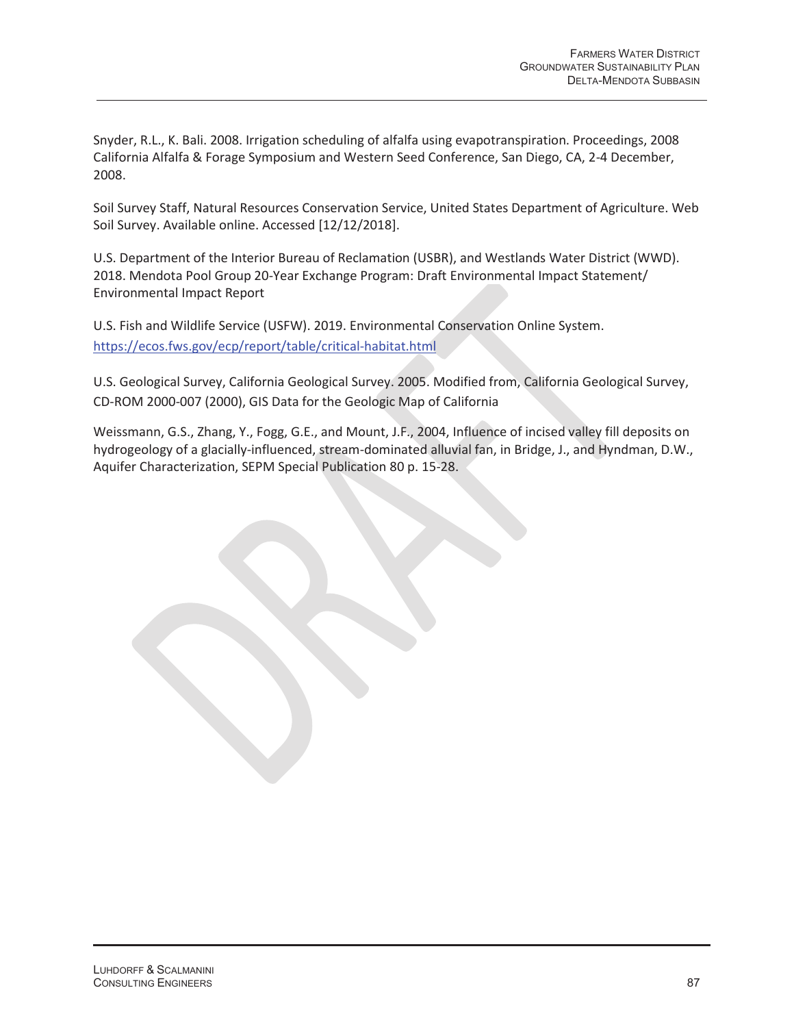Snyder, R.L., K. Bali. 2008. Irrigation scheduling of alfalfa using evapotranspiration. Proceedings, 2008 California Alfalfa & Forage Symposium and Western Seed Conference, San Diego, CA, 2-4 December, 2008.

Soil Survey Staff, Natural Resources Conservation Service, United States Department of Agriculture. Web Soil Survey. Available online. Accessed [12/12/2018].

U.S. Department of the Interior Bureau of Reclamation (USBR), and Westlands Water District (WWD). 2018. Mendota Pool Group 20-Year Exchange Program: Draft Environmental Impact Statement/ Environmental Impact Report

U.S. Fish and Wildlife Service (USFW). 2019. Environmental Conservation Online System. https://ecos.fws.gov/ecp/report/table/critical-habitat.html

U.S. Geological Survey, California Geological Survey. 2005. Modified from, California Geological Survey, CD-ROM 2000-007 (2000), GIS Data for the Geologic Map of California

Weissmann, G.S., Zhang, Y., Fogg, G.E., and Mount, J.F., 2004, Influence of incised valley fill deposits on hydrogeology of a glacially-influenced, stream-dominated alluvial fan, in Bridge, J., and Hyndman, D.W., Aquifer Characterization, SEPM Special Publication 80 p. 15-28.